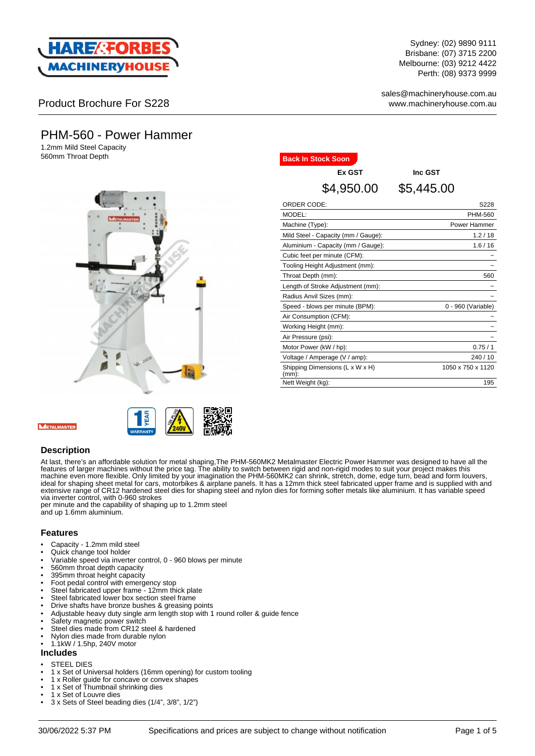Sydney: (02) 9890 9111
Brisbane: (07) 3715 2200
Melbourne: (03) 9212 4422
Perth: (08) 9373 9999

sales@machineryhouse.com.au
www.machineryhouse.com.au

Product Brochure For S228

# PHM-560 - Power Hammer

1.2mm Mild Steel Capacity
560mm Throat Depth

Back In Stock Soon

| Ex GST | Inc GST |
|---|---|
| $4,950.00 | $5,445.00 |

| | |
|---|---|
| ORDER CODE: | S228 |
| MODEL: | PHM-560 |
| Machine (Type): | Power Hammer |
| Mild Steel - Capacity (mm / Gauge): | 1.2 / 18 |
| Aluminium - Capacity (mm / Gauge): | 1.6 / 16 |
| Cubic feet per minute (CFM): | ~ |
| Tooling Height Adjustment (mm): | ~ |
| Throat Depth (mm): | 560 |
| Length of Stroke Adjustment (mm): | ~ |
| Radius Anvil Sizes (mm): | ~ |
| Speed - blows per minute (BPM): | 0 - 960 (Variable) |
| Air Consumption (CFM): | ~ |
| Working Height (mm): | ~ |
| Air Pressure (psi): | ~ |
| Motor Power (kW / hp): | 0.75 / 1 |
| Voltage / Amperage (V / amp): | 240 / 10 |
| Shipping Dimensions (L x W x H) (mm): | 1050 x 750 x 1120 |
| Nett Weight (kg): | 195 |

## Description

At last, there's an affordable solution for metal shaping,The PHM-560MK2 Metalmaster Electric Power Hammer was designed to have all the features of larger machines without the price tag. The ability to switch between rigid and non-rigid modes to suit your project makes this machine even more flexible. Only limited by your imagination the PHM-560MK2 can shrink, stretch, dome, edge turn, bead and form louvers, ideal for shaping sheet metal for cars, motorbikes & airplane panels. It has a 12mm thick steel fabricated upper frame and is supplied with and extensive range of CR12 hardened steel dies for shaping steel and nylon dies for forming softer metals like aluminium. It has variable speed via inverter control, with 0-960 strokes
per minute and the capability of shaping up to 1.2mm steel
and up 1.6mm aluminium.

## Features

- Capacity - 1.2mm mild steel
- Quick change tool holder
- Variable speed via inverter control, 0 - 960 blows per minute
- 560mm throat depth capacity
- 395mm throat height capacity
- Foot pedal control with emergency stop
- Steel fabricated upper frame - 12mm thick plate
- Steel fabricated lower box section steel frame
- Drive shafts have bronze bushes & greasing points
- Adjustable heavy duty single arm length stop with 1 round roller & guide fence
- Safety magnetic power switch
- Steel dies made from CR12 steel & hardened
- Nylon dies made from durable nylon
- 1.1kW / 1.5hp, 240V motor

## Includes

- STEEL DIES
- 1 x Set of Universal holders (16mm opening) for custom tooling
- 1 x Roller guide for concave or convex shapes
- 1 x Set of Thumbnail shrinking dies
- 1 x Set of Louvre dies
- 3 x Sets of Steel beading dies (1/4", 3/8", 1/2")

30/06/2022 5:37 PM — Specifications and prices are subject to change without notification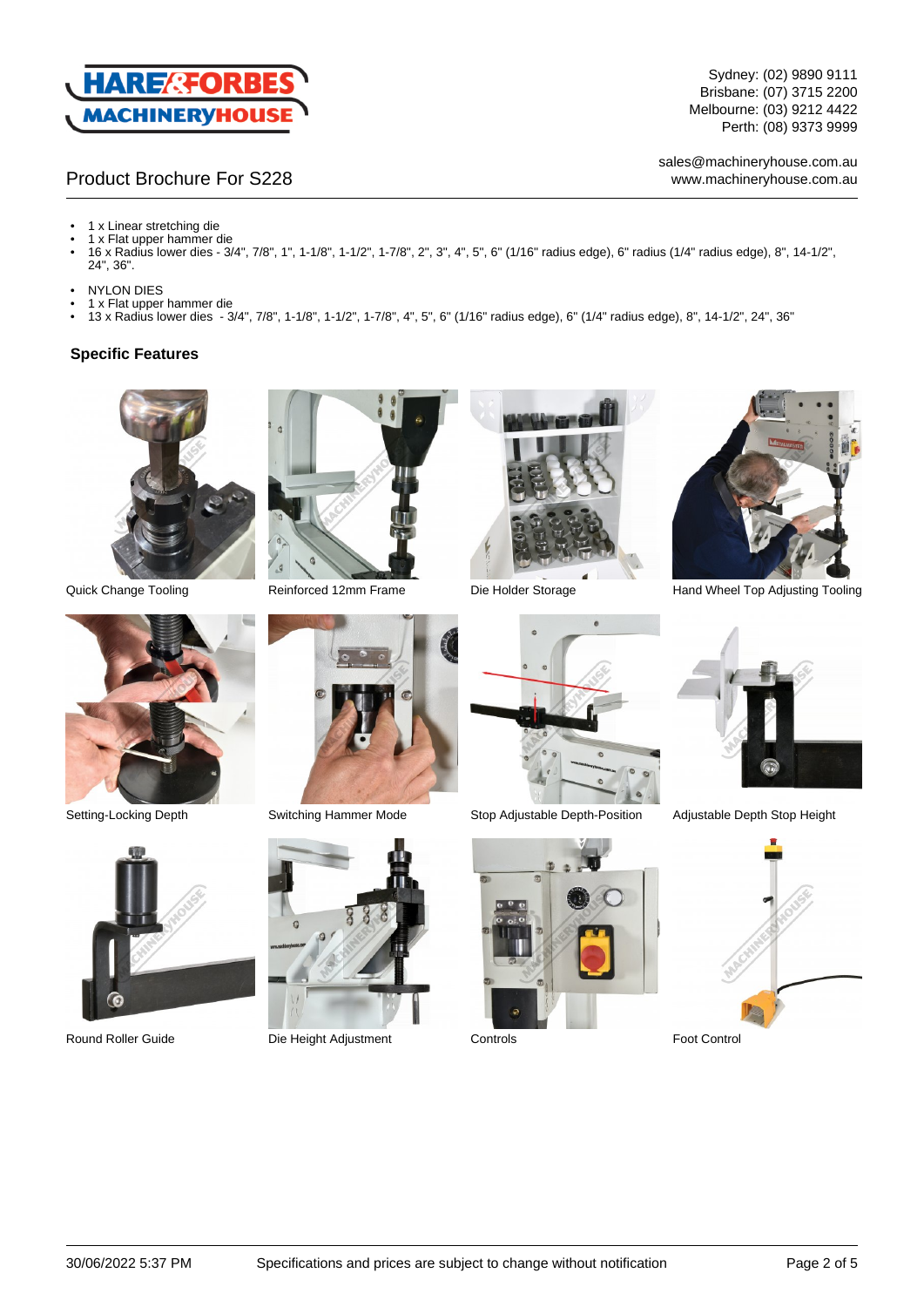Product Brochure For S228

Sydney: (02) 9890 9111
Brisbane: (07) 3715 2200
Melbourne: (03) 9212 4422
Perth: (08) 9373 9999

sales@machineryhouse.com.au
www.machineryhouse.com.au

- 1 x Linear stretching die
- 1 x Flat upper hammer die
- 16 x Radius lower dies - 3/4", 7/8", 1", 1-1/8", 1-1/2", 1-7/8", 2", 3", 4", 5", 6" (1/16" radius edge), 6" radius (1/4" radius edge), 8", 14-1/2", 24", 36".

- NYLON DIES
- 1 x Flat upper hammer die
- 13 x Radius lower dies - 3/4", 7/8", 1-1/8", 1-1/2", 1-7/8", 4", 5", 6" (1/16" radius edge), 6" (1/4" radius edge), 8", 14-1/2", 24", 36"

## Specific Features

Quick Change Tooling

Reinforced 12mm Frame

Die Holder Storage

Hand Wheel Top Adjusting Tooling

Setting-Locking Depth

Switching Hammer Mode

Stop Adjustable Depth-Position

Adjustable Depth Stop Height

Round Roller Guide

Die Height Adjustment

Controls

Foot Control

30/06/2022 5:37 PM Specifications and prices are subject to change without notification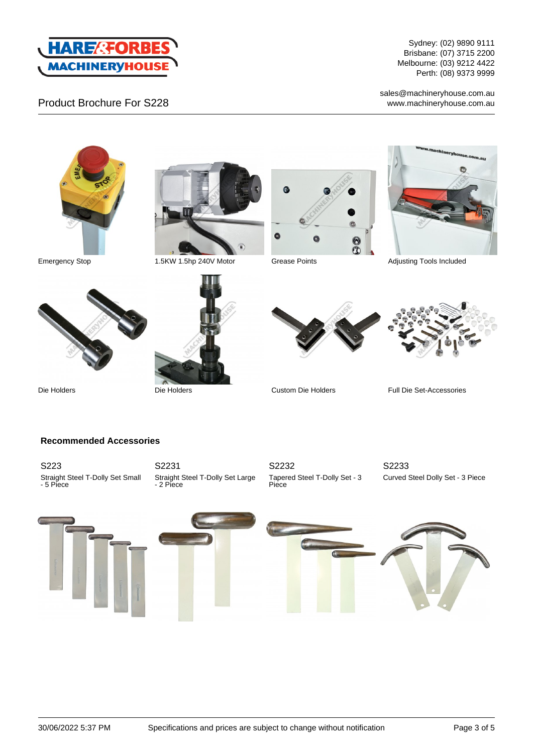Product Brochure For S228

Sydney: (02) 9890 9111
Brisbane: (07) 3715 2200
Melbourne: (03) 9212 4422
Perth: (08) 9373 9999

sales@machineryhouse.com.au
www.machineryhouse.com.au

Emergency Stop

1.5KW 1.5hp 240V Motor

Grease Points

Adjusting Tools Included

Die Holders

Die Holders

Custom Die Holders

Full Die Set-Accessories

## Recommended Accessories

S223
Straight Steel T-Dolly Set Small - 5 Piece

S2231
Straight Steel T-Dolly Set Large - 2 Piece

S2232
Tapered Steel T-Dolly Set - 3 Piece

S2233
Curved Steel Dolly Set - 3 Piece

30/06/2022 5:37 PM — Specifications and prices are subject to change without notification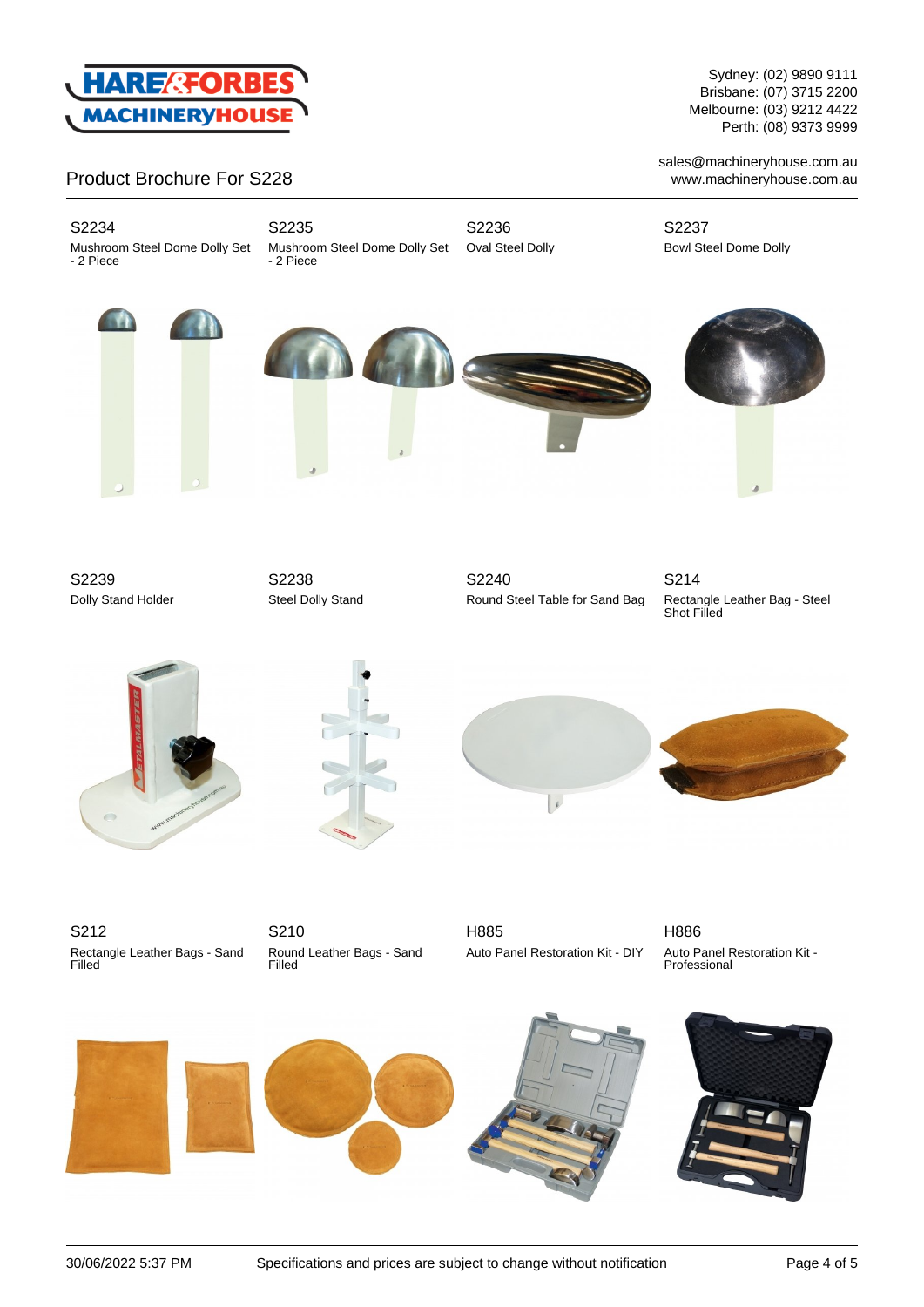Product Brochure For S228

S2234
Mushroom Steel Dome Dolly Set - 2 Piece

S2235
Mushroom Steel Dome Dolly Set - 2 Piece

S2236
Oval Steel Dolly

S2237
Bowl Steel Dome Dolly

S2239
Dolly Stand Holder

S2238
Steel Dolly Stand

S2240
Round Steel Table for Sand Bag

S214
Rectangle Leather Bag - Steel Shot Filled

S212
Rectangle Leather Bags - Sand Filled

S210
Round Leather Bags - Sand Filled

H885
Auto Panel Restoration Kit - DIY

H886
Auto Panel Restoration Kit - Professional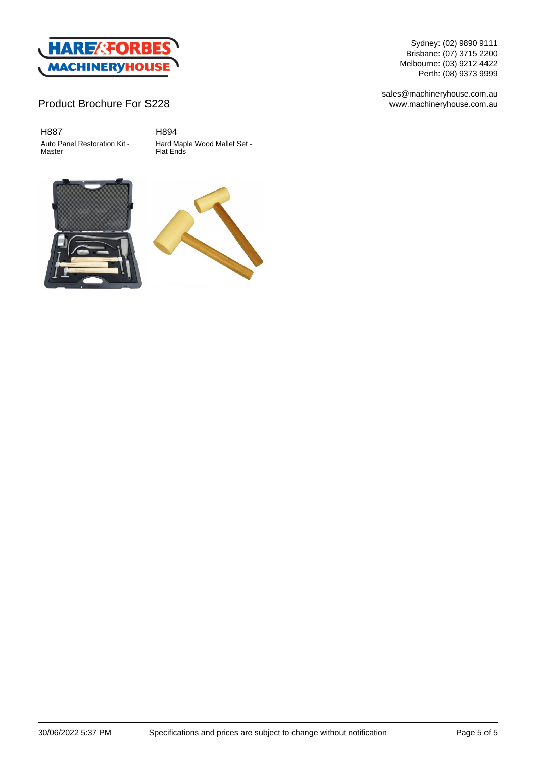Sydney: (02) 9890 9111
Brisbane: (07) 3715 2200
Melbourne: (03) 9212 4422
Perth: (08) 9373 9999

sales@machineryhouse.com.au
www.machineryhouse.com.au

## Product Brochure For S228

H887

Auto Panel Restoration Kit - Master

H894

Hard Maple Wood Mallet Set - Flat Ends